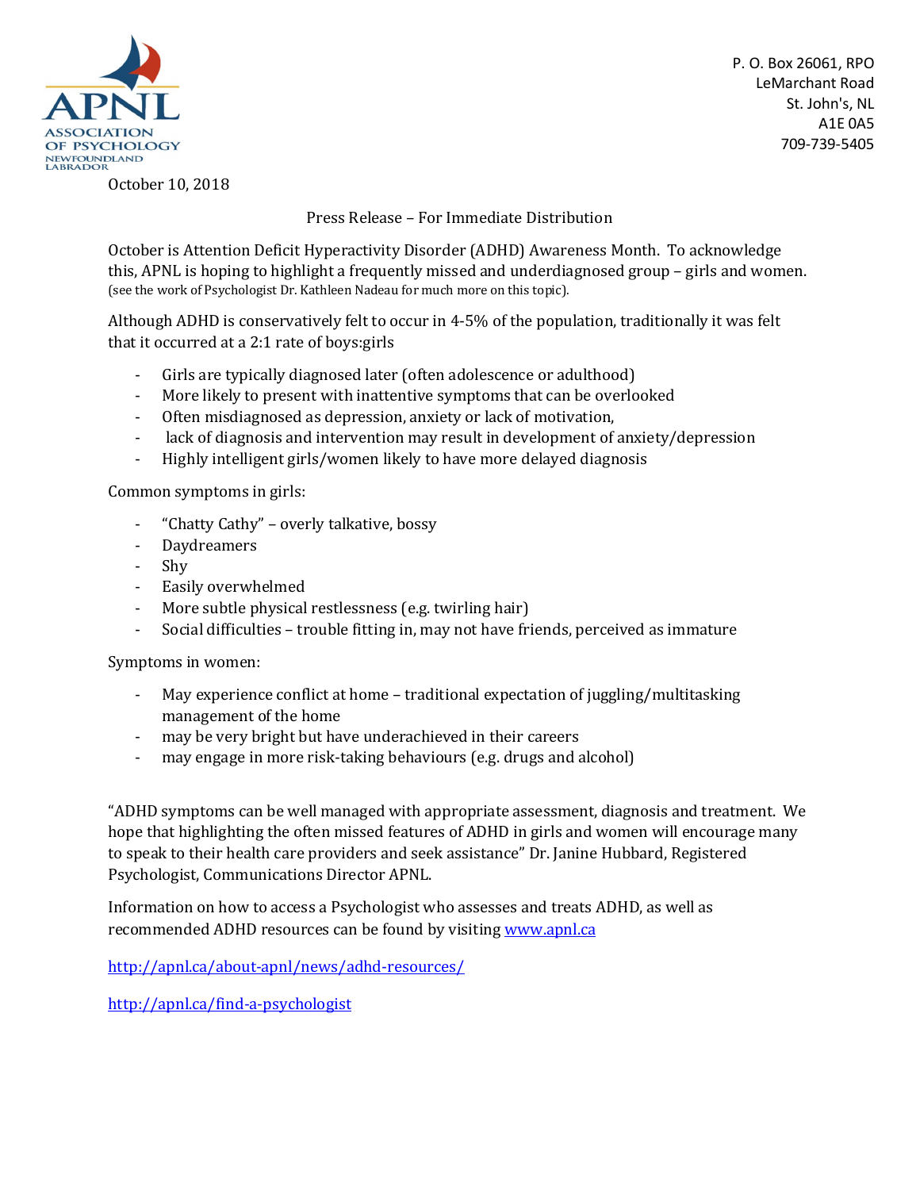APNL
ASSOCIATION OF PSYCHOLOGY NEWFOUNDLAND LABRADOR

P. O. Box 26061, RPO
LeMarchant Road
St. John's, NL
A1E 0A5
709-739-5405

October 10, 2018

Press Release – For Immediate Distribution

October is Attention Deficit Hyperactivity Disorder (ADHD) Awareness Month. To acknowledge this, APNL is hoping to highlight a frequently missed and underdiagnosed group – girls and women. (see the work of Psychologist Dr. Kathleen Nadeau for much more on this topic).

Although ADHD is conservatively felt to occur in 4-5% of the population, traditionally it was felt that it occurred at a 2:1 rate of boys:girls

- Girls are typically diagnosed later (often adolescence or adulthood)
- More likely to present with inattentive symptoms that can be overlooked
- Often misdiagnosed as depression, anxiety or lack of motivation,
- lack of diagnosis and intervention may result in development of anxiety/depression
- Highly intelligent girls/women likely to have more delayed diagnosis

Common symptoms in girls:

- "Chatty Cathy" – overly talkative, bossy
- Daydreamers
- Shy
- Easily overwhelmed
- More subtle physical restlessness (e.g. twirling hair)
- Social difficulties – trouble fitting in, may not have friends, perceived as immature

Symptoms in women:

- May experience conflict at home – traditional expectation of juggling/multitasking management of the home
- may be very bright but have underachieved in their careers
- may engage in more risk-taking behaviours (e.g. drugs and alcohol)

"ADHD symptoms can be well managed with appropriate assessment, diagnosis and treatment. We hope that highlighting the often missed features of ADHD in girls and women will encourage many to speak to their health care providers and seek assistance" Dr. Janine Hubbard, Registered Psychologist, Communications Director APNL.

Information on how to access a Psychologist who assesses and treats ADHD, as well as recommended ADHD resources can be found by visiting [www.apnl.ca](http://www.apnl.ca)

[http://apnl.ca/about-apnl/news/adhd-resources/](http://apnl.ca/about-apnl/news/adhd-resources/)

[http://apnl.ca/find-a-psychologist](http://apnl.ca/find-a-psychologist)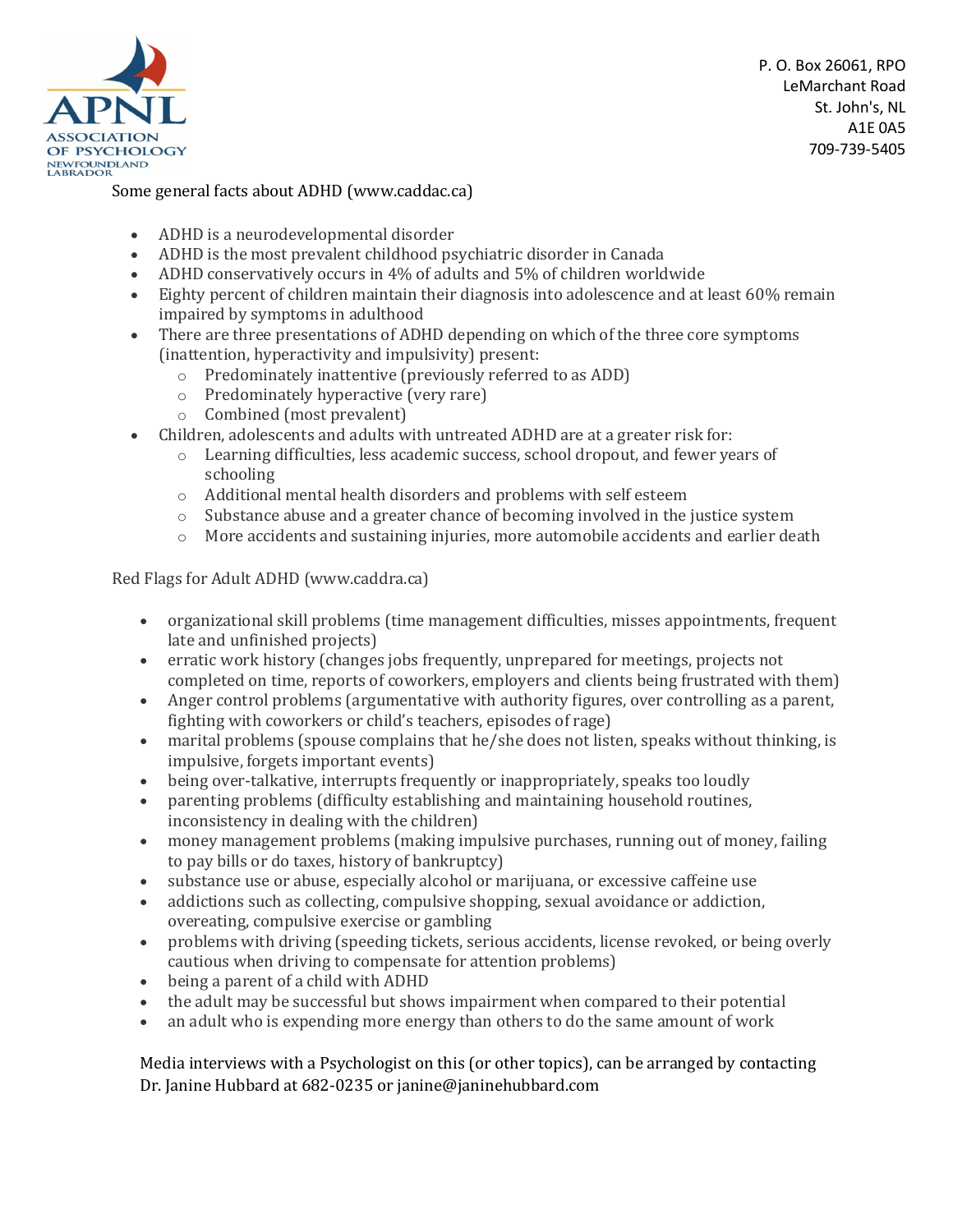APNL
ASSOCIATION OF PSYCHOLOGY NEWFOUNDLAND LABRADOR

P. O. Box 26061, RPO
LeMarchant Road
St. John's, NL
A1E 0A5
709-739-5405

Some general facts about ADHD (www.caddac.ca)

- ADHD is a neurodevelopmental disorder
- ADHD is the most prevalent childhood psychiatric disorder in Canada
- ADHD conservatively occurs in 4% of adults and 5% of children worldwide
- Eighty percent of children maintain their diagnosis into adolescence and at least 60% remain impaired by symptoms in adulthood
- There are three presentations of ADHD depending on which of the three core symptoms (inattention, hyperactivity and impulsivity) present:
  - Predominately inattentive (previously referred to as ADD)
  - Predominately hyperactive (very rare)
  - Combined (most prevalent)
- Children, adolescents and adults with untreated ADHD are at a greater risk for:
  - Learning difficulties, less academic success, school dropout, and fewer years of schooling
  - Additional mental health disorders and problems with self esteem
  - Substance abuse and a greater chance of becoming involved in the justice system
  - More accidents and sustaining injuries, more automobile accidents and earlier death

Red Flags for Adult ADHD (www.caddra.ca)

- organizational skill problems (time management difficulties, misses appointments, frequent late and unfinished projects)
- erratic work history (changes jobs frequently, unprepared for meetings, projects not completed on time, reports of coworkers, employers and clients being frustrated with them)
- Anger control problems (argumentative with authority figures, over controlling as a parent, fighting with coworkers or child's teachers, episodes of rage)
- marital problems (spouse complains that he/she does not listen, speaks without thinking, is impulsive, forgets important events)
- being over-talkative, interrupts frequently or inappropriately, speaks too loudly
- parenting problems (difficulty establishing and maintaining household routines, inconsistency in dealing with the children)
- money management problems (making impulsive purchases, running out of money, failing to pay bills or do taxes, history of bankruptcy)
- substance use or abuse, especially alcohol or marijuana, or excessive caffeine use
- addictions such as collecting, compulsive shopping, sexual avoidance or addiction, overeating, compulsive exercise or gambling
- problems with driving (speeding tickets, serious accidents, license revoked, or being overly cautious when driving to compensate for attention problems)
- being a parent of a child with ADHD
- the adult may be successful but shows impairment when compared to their potential
- an adult who is expending more energy than others to do the same amount of work

Media interviews with a Psychologist on this (or other topics), can be arranged by contacting Dr. Janine Hubbard at 682-0235 or janine@janinehubbard.com